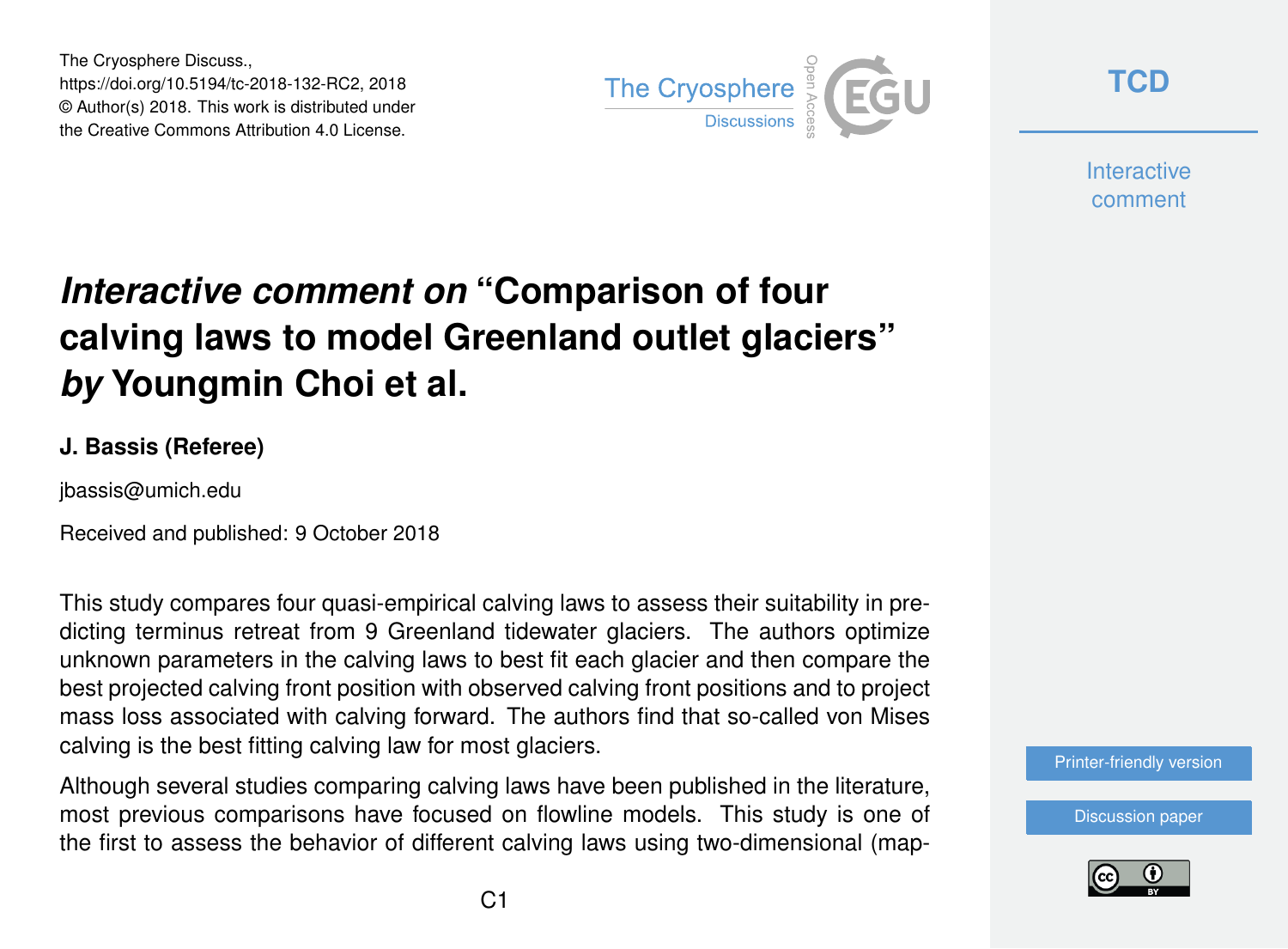# *Interactive comment on* "Comparison of four calving laws to model Greenland outlet glaciers" *by* Youngmin Choi et al.

**J. Bassis (Referee)**

jbassis@umich.edu

Received and published: 9 October 2018

This study compares four quasi-empirical calving laws to assess their suitability in predicting terminus retreat from 9 Greenland tidewater glaciers. The authors optimize unknown parameters in the calving laws to best fit each glacier and then compare the best projected calving front position with observed calving front positions and to project mass loss associated with calving forward. The authors find that so-called von Mises calving is the best fitting calving law for most glaciers.

Although several studies comparing calving laws have been published in the literature, most previous comparisons have focused on flowline models. This study is one of the first to assess the behavior of different calving laws using two-dimensional (map-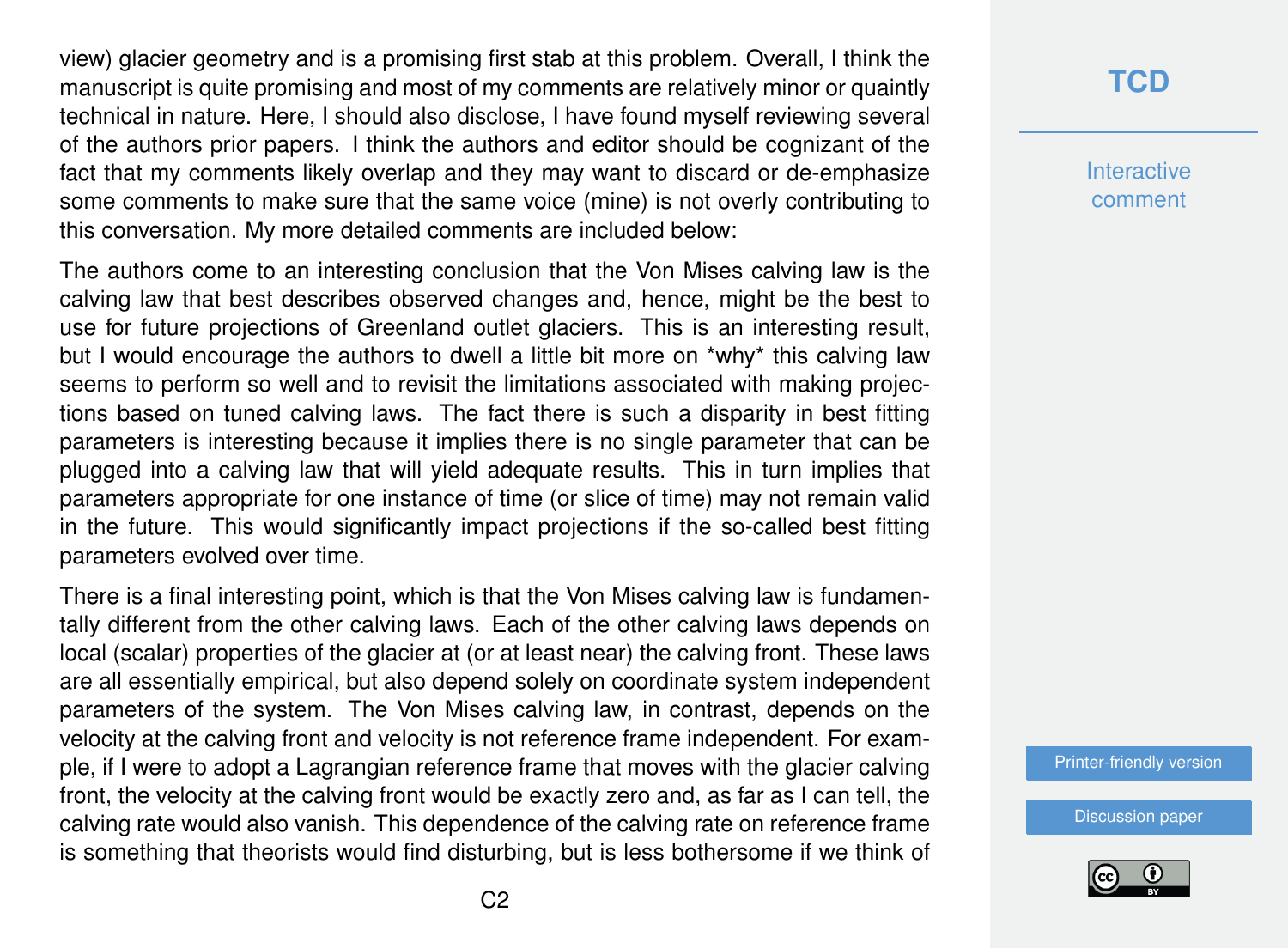view) glacier geometry and is a promising first stab at this problem. Overall, I think the manuscript is quite promising and most of my comments are relatively minor or quaintly technical in nature. Here, I should also disclose, I have found myself reviewing several of the authors prior papers. I think the authors and editor should be cognizant of the fact that my comments likely overlap and they may want to discard or de-emphasize some comments to make sure that the same voice (mine) is not overly contributing to this conversation. My more detailed comments are included below:

The authors come to an interesting conclusion that the Von Mises calving law is the calving law that best describes observed changes and, hence, might be the best to use for future projections of Greenland outlet glaciers. This is an interesting result, but I would encourage the authors to dwell a little bit more on *why* this calving law seems to perform so well and to revisit the limitations associated with making projections based on tuned calving laws. The fact there is such a disparity in best fitting parameters is interesting because it implies there is no single parameter that can be plugged into a calving law that will yield adequate results. This in turn implies that parameters appropriate for one instance of time (or slice of time) may not remain valid in the future. This would significantly impact projections if the so-called best fitting parameters evolved over time.

There is a final interesting point, which is that the Von Mises calving law is fundamentally different from the other calving laws. Each of the other calving laws depends on local (scalar) properties of the glacier at (or at least near) the calving front. These laws are all essentially empirical, but also depend solely on coordinate system independent parameters of the system. The Von Mises calving law, in contrast, depends on the velocity at the calving front and velocity is not reference frame independent. For example, if I were to adopt a Lagrangian reference frame that moves with the glacier calving front, the velocity at the calving front would be exactly zero and, as far as I can tell, the calving rate would also vanish. This dependence of the calving rate on reference frame is something that theorists would find disturbing, but is less bothersome if we think of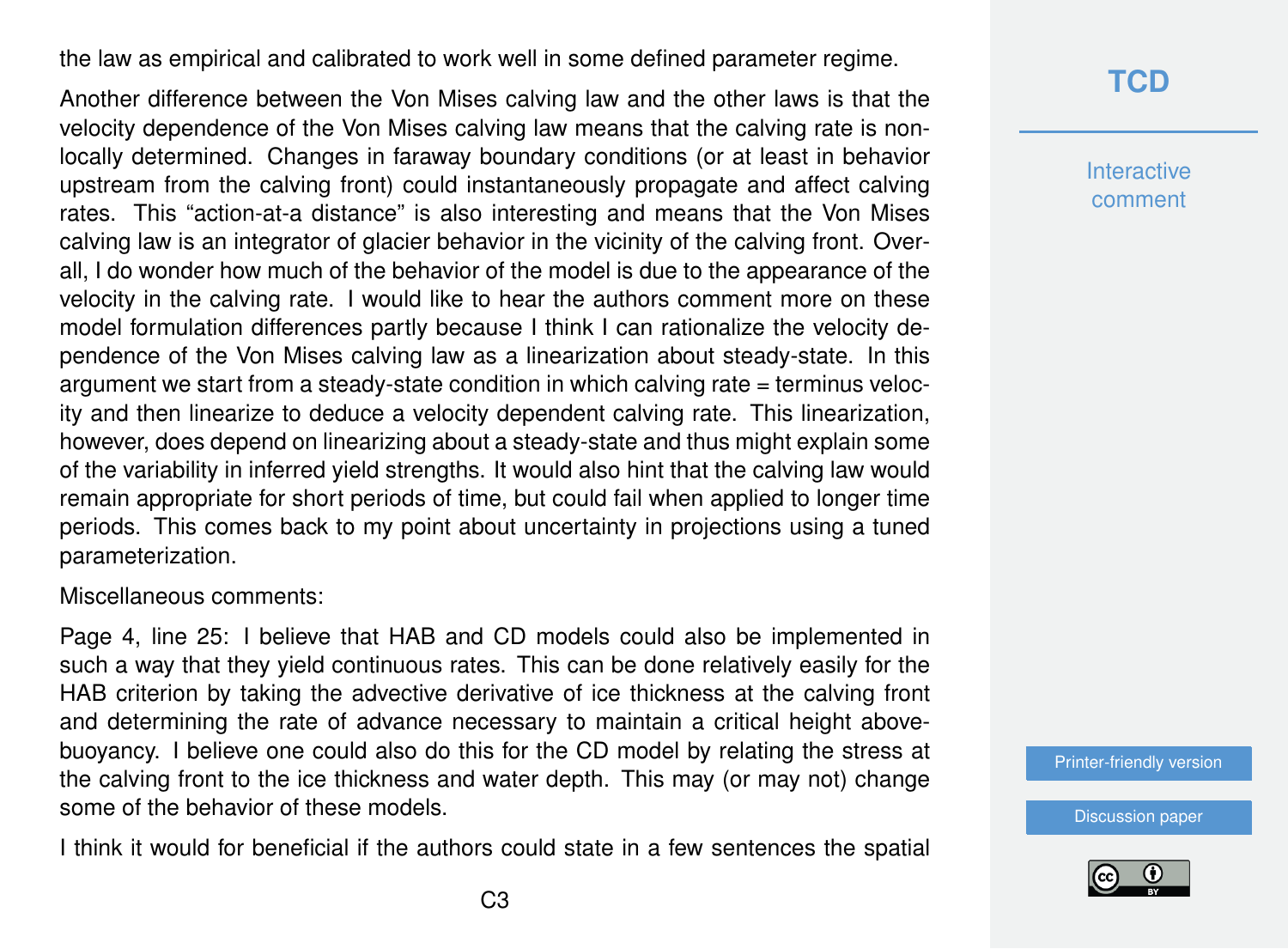the law as empirical and calibrated to work well in some defined parameter regime.

Another difference between the Von Mises calving law and the other laws is that the velocity dependence of the Von Mises calving law means that the calving rate is non-locally determined. Changes in faraway boundary conditions (or at least in behavior upstream from the calving front) could instantaneously propagate and affect calving rates. This "action-at-a distance" is also interesting and means that the Von Mises calving law is an integrator of glacier behavior in the vicinity of the calving front. Overall, I do wonder how much of the behavior of the model is due to the appearance of the velocity in the calving rate. I would like to hear the authors comment more on these model formulation differences partly because I think I can rationalize the velocity dependence of the Von Mises calving law as a linearization about steady-state. In this argument we start from a steady-state condition in which calving rate = terminus velocity and then linearize to deduce a velocity dependent calving rate. This linearization, however, does depend on linearizing about a steady-state and thus might explain some of the variability in inferred yield strengths. It would also hint that the calving law would remain appropriate for short periods of time, but could fail when applied to longer time periods. This comes back to my point about uncertainty in projections using a tuned parameterization.

Miscellaneous comments:

Page 4, line 25: I believe that HAB and CD models could also be implemented in such a way that they yield continuous rates. This can be done relatively easily for the HAB criterion by taking the advective derivative of ice thickness at the calving front and determining the rate of advance necessary to maintain a critical height above-buoyancy. I believe one could also do this for the CD model by relating the stress at the calving front to the ice thickness and water depth. This may (or may not) change some of the behavior of these models.

I think it would for beneficial if the authors could state in a few sentences the spatial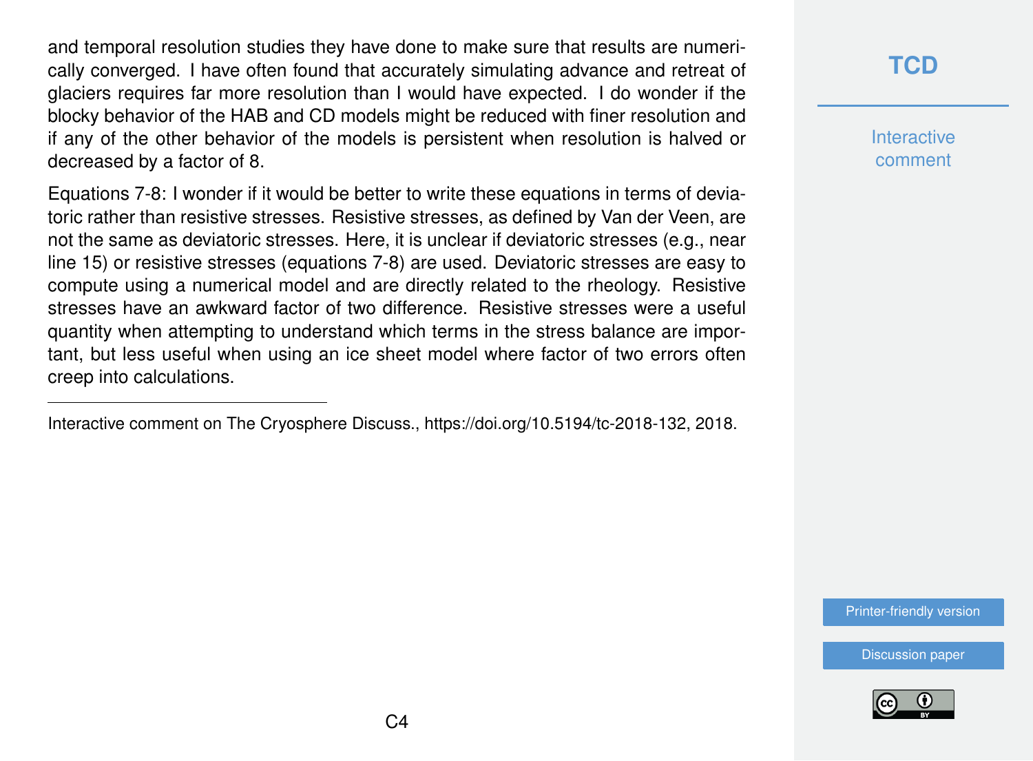and temporal resolution studies they have done to make sure that results are numerically converged. I have often found that accurately simulating advance and retreat of glaciers requires far more resolution than I would have expected. I do wonder if the blocky behavior of the HAB and CD models might be reduced with finer resolution and if any of the other behavior of the models is persistent when resolution is halved or decreased by a factor of 8.

Equations 7-8: I wonder if it would be better to write these equations in terms of deviatoric rather than resistive stresses. Resistive stresses, as defined by Van der Veen, are not the same as deviatoric stresses. Here, it is unclear if deviatoric stresses (e.g., near line 15) or resistive stresses (equations 7-8) are used. Deviatoric stresses are easy to compute using a numerical model and are directly related to the rheology. Resistive stresses have an awkward factor of two difference. Resistive stresses were a useful quantity when attempting to understand which terms in the stress balance are important, but less useful when using an ice sheet model where factor of two errors often creep into calculations.

---

Interactive comment on The Cryosphere Discuss., https://doi.org/10.5194/tc-2018-132, 2018.